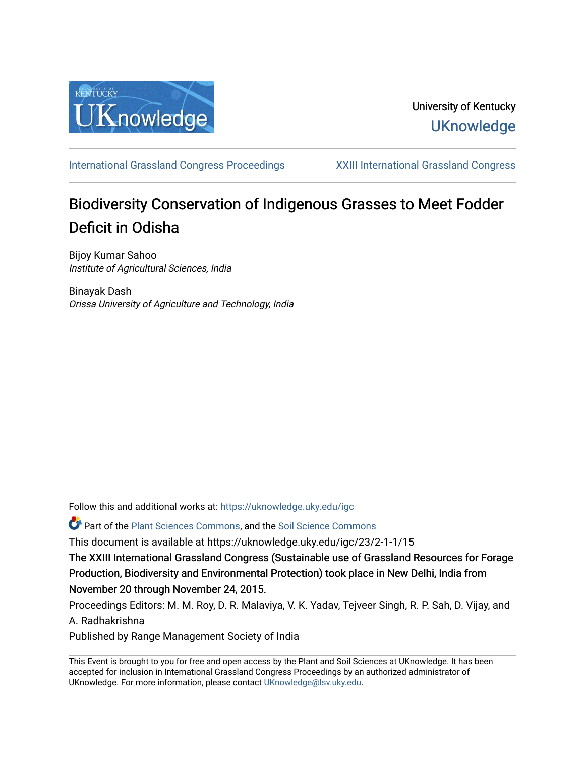University of Kentucky
UKnowledge

International Grassland Congress Proceedings | XXIII International Grassland Congress

# Biodiversity Conservation of Indigenous Grasses to Meet Fodder Deficit in Odisha

Bijoy Kumar Sahoo
*Institute of Agricultural Sciences, India*

Binayak Dash
*Orissa University of Agriculture and Technology, India*

Follow this and additional works at: https://uknowledge.uky.edu/igc

Part of the Plant Sciences Commons, and the Soil Science Commons

This document is available at https://uknowledge.uky.edu/igc/23/2-1-1/15

The XXIII International Grassland Congress (Sustainable use of Grassland Resources for Forage Production, Biodiversity and Environmental Protection) took place in New Delhi, India from November 20 through November 24, 2015.

Proceedings Editors: M. M. Roy, D. R. Malaviya, V. K. Yadav, Tejveer Singh, R. P. Sah, D. Vijay, and A. Radhakrishna

Published by Range Management Society of India

This Event is brought to you for free and open access by the Plant and Soil Sciences at UKnowledge. It has been accepted for inclusion in International Grassland Congress Proceedings by an authorized administrator of UKnowledge. For more information, please contact UKnowledge@lsv.uky.edu.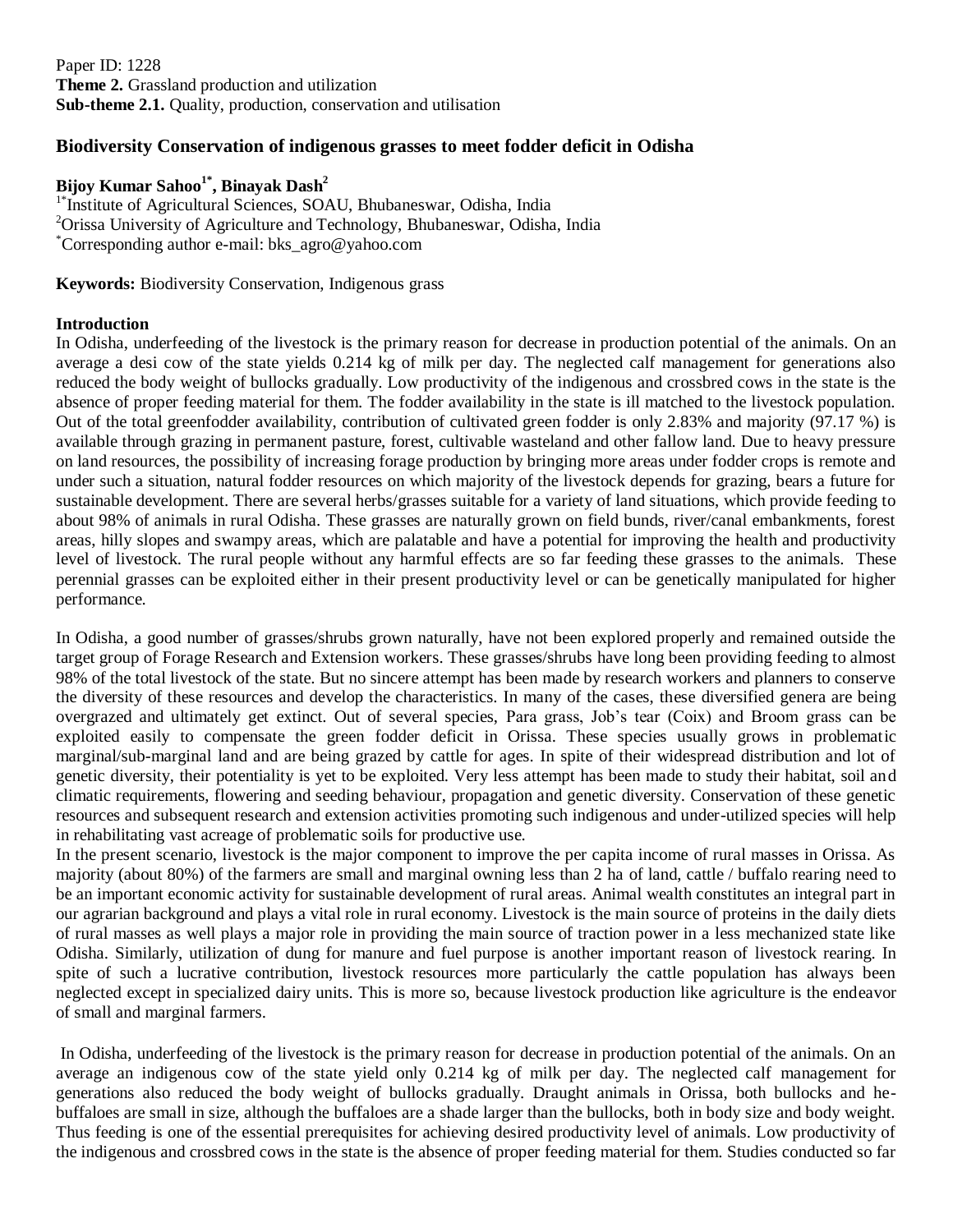Paper ID: 1228
**Theme 2.** Grassland production and utilization
**Sub-theme 2.1.** Quality, production, conservation and utilisation

## Biodiversity Conservation of indigenous grasses to meet fodder deficit in Odisha

**Bijoy Kumar Sahoo[1*], Binayak Dash[2]**

[1*]Institute of Agricultural Sciences, SOAU, Bhubaneswar, Odisha, India
[2]Orissa University of Agriculture and Technology, Bhubaneswar, Odisha, India
[*]Corresponding author e-mail: bks_agro@yahoo.com

**Keywords:** Biodiversity Conservation, Indigenous grass

### Introduction

In Odisha, underfeeding of the livestock is the primary reason for decrease in production potential of the animals. On an average a desi cow of the state yields 0.214 kg of milk per day. The neglected calf management for generations also reduced the body weight of bullocks gradually. Low productivity of the indigenous and crossbred cows in the state is the absence of proper feeding material for them. The fodder availability in the state is ill matched to the livestock population. Out of the total greenfodder availability, contribution of cultivated green fodder is only 2.83% and majority (97.17 %) is available through grazing in permanent pasture, forest, cultivable wasteland and other fallow land. Due to heavy pressure on land resources, the possibility of increasing forage production by bringing more areas under fodder crops is remote and under such a situation, natural fodder resources on which majority of the livestock depends for grazing, bears a future for sustainable development. There are several herbs/grasses suitable for a variety of land situations, which provide feeding to about 98% of animals in rural Odisha. These grasses are naturally grown on field bunds, river/canal embankments, forest areas, hilly slopes and swampy areas, which are palatable and have a potential for improving the health and productivity level of livestock. The rural people without any harmful effects are so far feeding these grasses to the animals. These perennial grasses can be exploited either in their present productivity level or can be genetically manipulated for higher performance.

In Odisha, a good number of grasses/shrubs grown naturally, have not been explored properly and remained outside the target group of Forage Research and Extension workers. These grasses/shrubs have long been providing feeding to almost 98% of the total livestock of the state. But no sincere attempt has been made by research workers and planners to conserve the diversity of these resources and develop the characteristics. In many of the cases, these diversified genera are being overgrazed and ultimately get extinct. Out of several species, Para grass, Job's tear (Coix) and Broom grass can be exploited easily to compensate the green fodder deficit in Orissa. These species usually grows in problematic marginal/sub-marginal land and are being grazed by cattle for ages. In spite of their widespread distribution and lot of genetic diversity, their potentiality is yet to be exploited. Very less attempt has been made to study their habitat, soil and climatic requirements, flowering and seeding behaviour, propagation and genetic diversity. Conservation of these genetic resources and subsequent research and extension activities promoting such indigenous and under-utilized species will help in rehabilitating vast acreage of problematic soils for productive use.

In the present scenario, livestock is the major component to improve the per capita income of rural masses in Orissa. As majority (about 80%) of the farmers are small and marginal owning less than 2 ha of land, cattle / buffalo rearing need to be an important economic activity for sustainable development of rural areas. Animal wealth constitutes an integral part in our agrarian background and plays a vital role in rural economy. Livestock is the main source of proteins in the daily diets of rural masses as well plays a major role in providing the main source of traction power in a less mechanized state like Odisha. Similarly, utilization of dung for manure and fuel purpose is another important reason of livestock rearing. In spite of such a lucrative contribution, livestock resources more particularly the cattle population has always been neglected except in specialized dairy units. This is more so, because livestock production like agriculture is the endeavor of small and marginal farmers.

In Odisha, underfeeding of the livestock is the primary reason for decrease in production potential of the animals. On an average an indigenous cow of the state yield only 0.214 kg of milk per day. The neglected calf management for generations also reduced the body weight of bullocks gradually. Draught animals in Orissa, both bullocks and he-buffaloes are small in size, although the buffaloes are a shade larger than the bullocks, both in body size and body weight. Thus feeding is one of the essential prerequisites for achieving desired productivity level of animals. Low productivity of the indigenous and crossbred cows in the state is the absence of proper feeding material for them. Studies conducted so far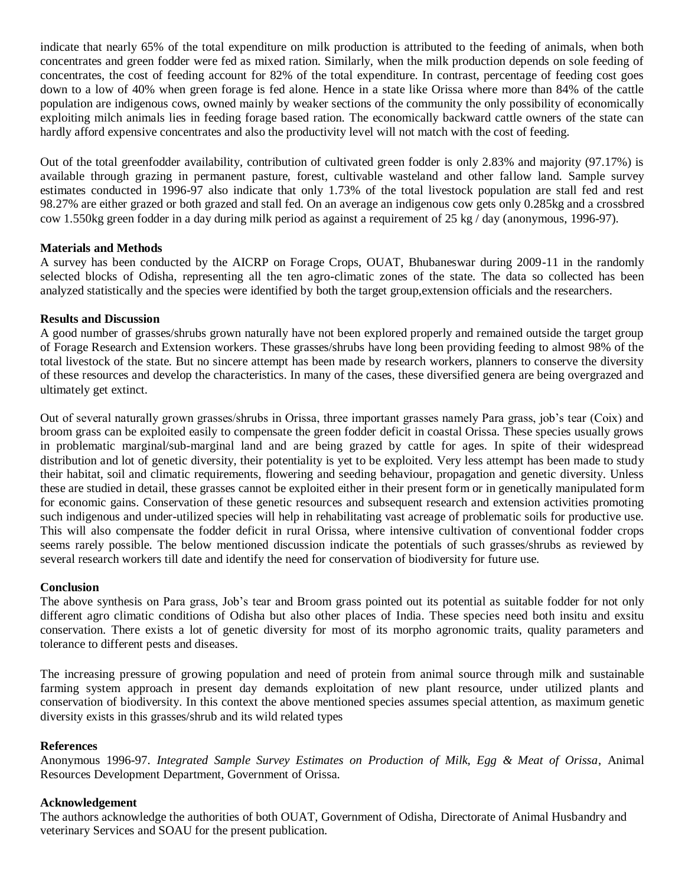indicate that nearly 65% of the total expenditure on milk production is attributed to the feeding of animals, when both concentrates and green fodder were fed as mixed ration. Similarly, when the milk production depends on sole feeding of concentrates, the cost of feeding account for 82% of the total expenditure. In contrast, percentage of feeding cost goes down to a low of 40% when green forage is fed alone. Hence in a state like Orissa where more than 84% of the cattle population are indigenous cows, owned mainly by weaker sections of the community the only possibility of economically exploiting milch animals lies in feeding forage based ration. The economically backward cattle owners of the state can hardly afford expensive concentrates and also the productivity level will not match with the cost of feeding.

Out of the total greenfodder availability, contribution of cultivated green fodder is only 2.83% and majority (97.17%) is available through grazing in permanent pasture, forest, cultivable wasteland and other fallow land. Sample survey estimates conducted in 1996-97 also indicate that only 1.73% of the total livestock population are stall fed and rest 98.27% are either grazed or both grazed and stall fed. On an average an indigenous cow gets only 0.285kg and a crossbred cow 1.550kg green fodder in a day during milk period as against a requirement of 25 kg / day (anonymous, 1996-97).

**Materials and Methods**

A survey has been conducted by the AICRP on Forage Crops, OUAT, Bhubaneswar during 2009-11 in the randomly selected blocks of Odisha, representing all the ten agro-climatic zones of the state. The data so collected has been analyzed statistically and the species were identified by both the target group,extension officials and the researchers.

**Results and Discussion**

A good number of grasses/shrubs grown naturally have not been explored properly and remained outside the target group of Forage Research and Extension workers. These grasses/shrubs have long been providing feeding to almost 98% of the total livestock of the state. But no sincere attempt has been made by research workers, planners to conserve the diversity of these resources and develop the characteristics. In many of the cases, these diversified genera are being overgrazed and ultimately get extinct.

Out of several naturally grown grasses/shrubs in Orissa, three important grasses namely Para grass, job's tear (Coix) and broom grass can be exploited easily to compensate the green fodder deficit in coastal Orissa. These species usually grows in problematic marginal/sub-marginal land and are being grazed by cattle for ages. In spite of their widespread distribution and lot of genetic diversity, their potentiality is yet to be exploited. Very less attempt has been made to study their habitat, soil and climatic requirements, flowering and seeding behaviour, propagation and genetic diversity. Unless these are studied in detail, these grasses cannot be exploited either in their present form or in genetically manipulated form for economic gains. Conservation of these genetic resources and subsequent research and extension activities promoting such indigenous and under-utilized species will help in rehabilitating vast acreage of problematic soils for productive use. This will also compensate the fodder deficit in rural Orissa, where intensive cultivation of conventional fodder crops seems rarely possible. The below mentioned discussion indicate the potentials of such grasses/shrubs as reviewed by several research workers till date and identify the need for conservation of biodiversity for future use.

**Conclusion**

The above synthesis on Para grass, Job's tear and Broom grass pointed out its potential as suitable fodder for not only different agro climatic conditions of Odisha but also other places of India. These species need both insitu and exsitu conservation. There exists a lot of genetic diversity for most of its morpho agronomic traits, quality parameters and tolerance to different pests and diseases.

The increasing pressure of growing population and need of protein from animal source through milk and sustainable farming system approach in present day demands exploitation of new plant resource, under utilized plants and conservation of biodiversity. In this context the above mentioned species assumes special attention, as maximum genetic diversity exists in this grasses/shrub and its wild related types

**References**

Anonymous 1996-97. *Integrated Sample Survey Estimates on Production of Milk, Egg & Meat of Orissa*, Animal Resources Development Department, Government of Orissa.

**Acknowledgement**

The authors acknowledge the authorities of both OUAT, Government of Odisha, Directorate of Animal Husbandry and veterinary Services and SOAU for the present publication.